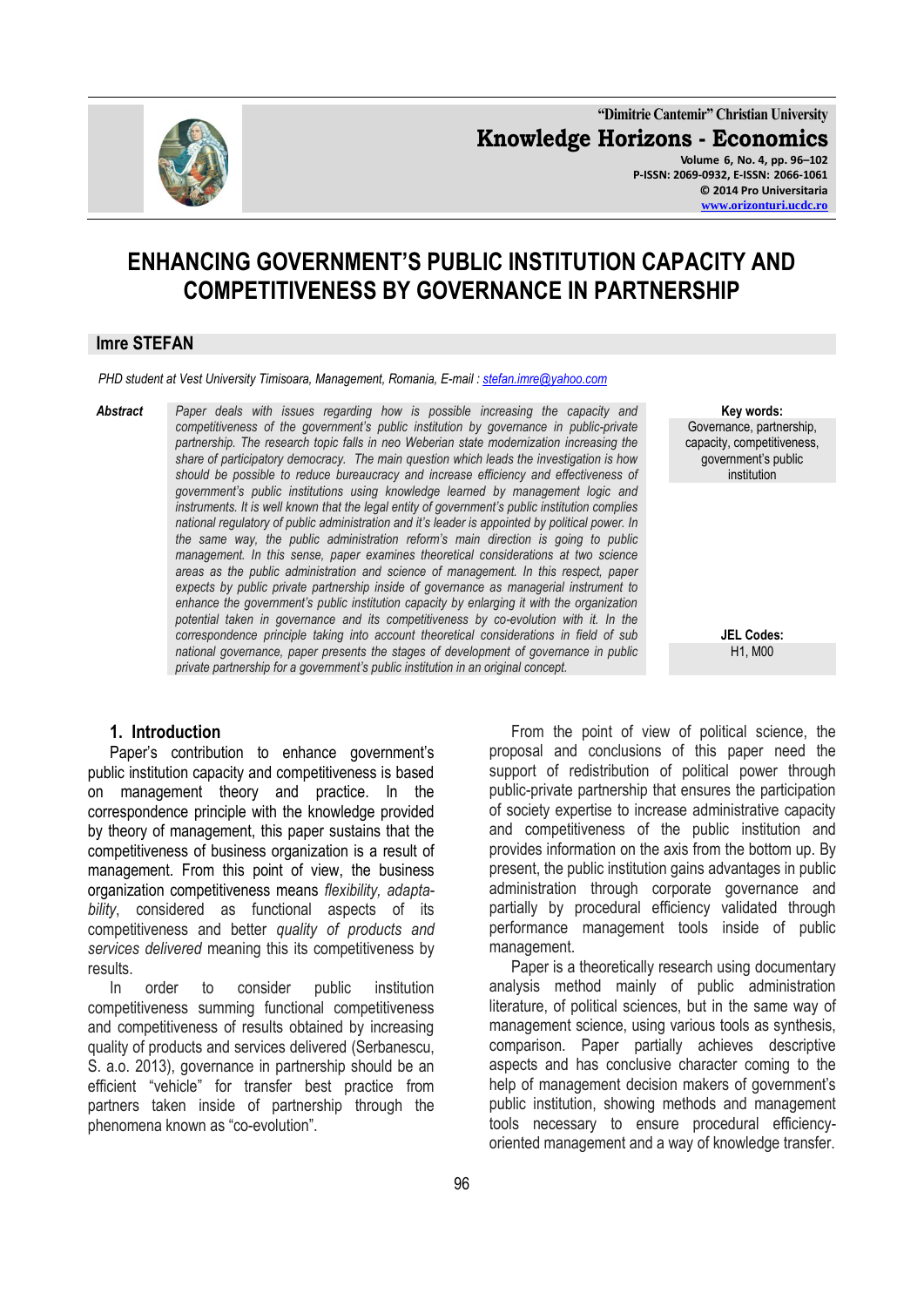# ENHANCING GOVERNMENT'S PUBLIC INSTITUTION CAPACITY AND COMPETITIVENESS BY GOVERNANCE IN PARTNERSHIP

## Imre STEFAN

*PHD student at Vest University Timisoara, Management, Romania, E-mail : stefan.imre@yahoo.com*

***Abstract*** *Paper deals with issues regarding how is possible increasing the capacity and competitiveness of the government's public institution by governance in public-private partnership. The research topic falls in neo Weberian state modernization increasing the share of participatory democracy. The main question which leads the investigation is how should be possible to reduce bureaucracy and increase efficiency and effectiveness of government's public institutions using knowledge learned by management logic and instruments. It is well known that the legal entity of government's public institution complies national regulatory of public administration and it's leader is appointed by political power. In the same way, the public administration reform's main direction is going to public management. In this sense, paper examines theoretical considerations at two science areas as the public administration and science of management. In this respect, paper expects by public private partnership inside of governance as managerial instrument to enhance the government's public institution capacity by enlarging it with the organization potential taken in governance and its competitiveness by co-evolution with it. In the correspondence principle taking into account theoretical considerations in field of sub national governance, paper presents the stages of development of governance in public private partnership for a government's public institution in an original concept.*

**Key words:** Governance, partnership, capacity, competitiveness, government's public institution

**JEL Codes:** H1, M00

## 1. Introduction

Paper's contribution to enhance government's public institution capacity and competitiveness is based on management theory and practice. In the correspondence principle with the knowledge provided by theory of management, this paper sustains that the competitiveness of business organization is a result of management. From this point of view, the business organization competitiveness means *flexibility, adaptability*, considered as functional aspects of its competitiveness and better *quality of products and services delivered* meaning this its competitiveness by results.

In order to consider public institution competitiveness summing functional competitiveness and competitiveness of results obtained by increasing quality of products and services delivered (Serbanescu, S. a.o. 2013), governance in partnership should be an efficient "vehicle" for transfer best practice from partners taken inside of partnership through the phenomena known as "co-evolution".

From the point of view of political science, the proposal and conclusions of this paper need the support of redistribution of political power through public-private partnership that ensures the participation of society expertise to increase administrative capacity and competitiveness of the public institution and provides information on the axis from the bottom up. By present, the public institution gains advantages in public administration through corporate governance and partially by procedural efficiency validated through performance management tools inside of public management.

Paper is a theoretically research using documentary analysis method mainly of public administration literature, of political sciences, but in the same way of management science, using various tools as synthesis, comparison. Paper partially achieves descriptive aspects and has conclusive character coming to the help of management decision makers of government's public institution, showing methods and management tools necessary to ensure procedural efficiency-oriented management and a way of knowledge transfer.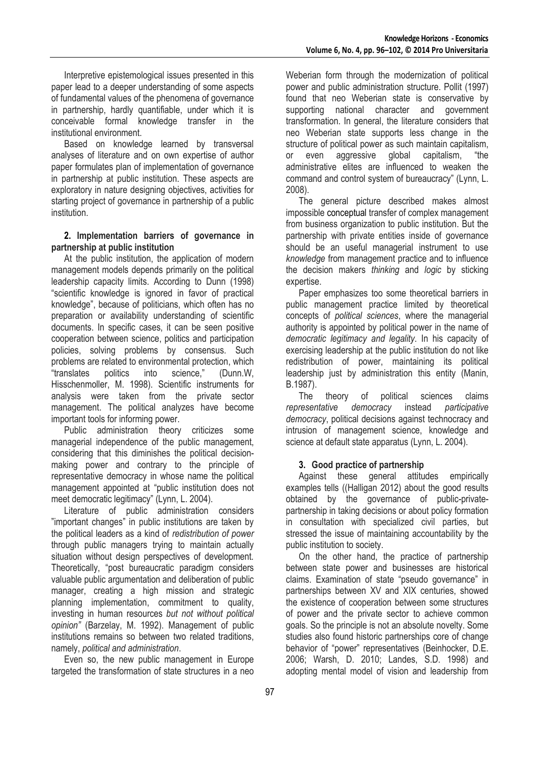Interpretive epistemological issues presented in this paper lead to a deeper understanding of some aspects of fundamental values of the phenomena of governance in partnership, hardly quantifiable, under which it is conceivable formal knowledge transfer in the institutional environment.

Based on knowledge learned by transversal analyses of literature and on own expertise of author paper formulates plan of implementation of governance in partnership at public institution. These aspects are exploratory in nature designing objectives, activities for starting project of governance in partnership of a public institution.

## 2. Implementation barriers of governance in partnership at public institution

At the public institution, the application of modern management models depends primarily on the political leadership capacity limits. According to Dunn (1998) "scientific knowledge is ignored in favor of practical knowledge", because of politicians, which often has no preparation or availability understanding of scientific documents. In specific cases, it can be seen positive cooperation between science, politics and participation policies, solving problems by consensus. Such problems are related to environmental protection, which "translates politics into science," (Dunn.W, Hisschenmoller, M. 1998). Scientific instruments for analysis were taken from the private sector management. The political analyzes have become important tools for informing power.

Public administration theory criticizes some managerial independence of the public management, considering that this diminishes the political decision-making power and contrary to the principle of representative democracy in whose name the political management appointed at "public institution does not meet democratic legitimacy" (Lynn, L. 2004).

Literature of public administration considers "important changes" in public institutions are taken by the political leaders as a kind of *redistribution of power* through public managers trying to maintain actually situation without design perspectives of development. Theoretically, "post bureaucratic paradigm considers valuable public argumentation and deliberation of public manager, creating a high mission and strategic planning implementation, commitment to quality, investing in human resources *but not without political opinion"* (Barzelay, M. 1992). Management of public institutions remains so between two related traditions, namely, *political and administration*.

Even so, the new public management in Europe targeted the transformation of state structures in a neo Weberian form through the modernization of political power and public administration structure. Pollit (1997) found that neo Weberian state is conservative by supporting national character and government transformation. In general, the literature considers that neo Weberian state supports less change in the structure of political power as such maintain capitalism, or even aggressive global capitalism, "the administrative elites are influenced to weaken the command and control system of bureaucracy" (Lynn, L. 2008).

The general picture described makes almost impossible conceptual transfer of complex management from business organization to public institution. But the partnership with private entities inside of governance should be an useful managerial instrument to use *knowledge* from management practice and to influence the decision makers *thinking* and *logic* by sticking expertise.

Paper emphasizes too some theoretical barriers in public management practice limited by theoretical concepts of *political sciences*, where the managerial authority is appointed by political power in the name of *democratic legitimacy and legality*. In his capacity of exercising leadership at the public institution do not like redistribution of power, maintaining its political leadership just by administration this entity (Manin, B.1987).

The theory of political sciences claims *representative democracy* instead *participative democracy*, political decisions against technocracy and intrusion of management science, knowledge and science at default state apparatus (Lynn, L. 2004).

## 3. Good practice of partnership

Against these general attitudes empirically examples tells ((Halligan 2012) about the good results obtained by the governance of public-private-partnership in taking decisions or about policy formation in consultation with specialized civil parties, but stressed the issue of maintaining accountability by the public institution to society.

On the other hand, the practice of partnership between state power and businesses are historical claims. Examination of state "pseudo governance" in partnerships between XV and XIX centuries, showed the existence of cooperation between some structures of power and the private sector to achieve common goals. So the principle is not an absolute novelty. Some studies also found historic partnerships core of change behavior of "power" representatives (Beinhocker, D.E. 2006; Warsh, D. 2010; Landes, S.D. 1998) and adopting mental model of vision and leadership from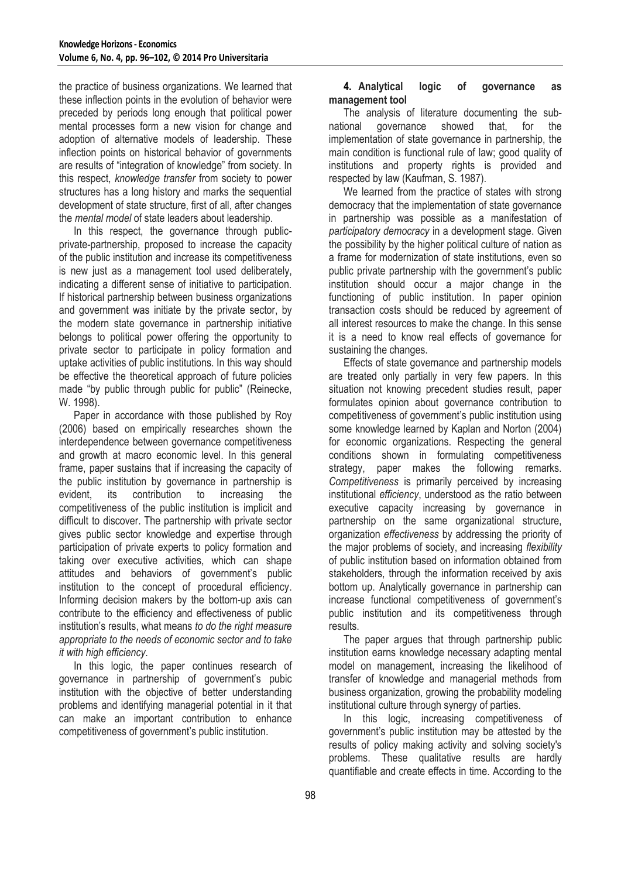the practice of business organizations. We learned that these inflection points in the evolution of behavior were preceded by periods long enough that political power mental processes form a new vision for change and adoption of alternative models of leadership. These inflection points on historical behavior of governments are results of "integration of knowledge" from society. In this respect, *knowledge transfer* from society to power structures has a long history and marks the sequential development of state structure, first of all, after changes the *mental model* of state leaders about leadership.

In this respect, the governance through public-private-partnership, proposed to increase the capacity of the public institution and increase its competitiveness is new just as a management tool used deliberately, indicating a different sense of initiative to participation. If historical partnership between business organizations and government was initiate by the private sector, by the modern state governance in partnership initiative belongs to political power offering the opportunity to private sector to participate in policy formation and uptake activities of public institutions. In this way should be effective the theoretical approach of future policies made "by public through public for public" (Reinecke, W. 1998).

Paper in accordance with those published by Roy (2006) based on empirically researches shown the interdependence between governance competitiveness and growth at macro economic level. In this general frame, paper sustains that if increasing the capacity of the public institution by governance in partnership is evident, its contribution to increasing the competitiveness of the public institution is implicit and difficult to discover. The partnership with private sector gives public sector knowledge and expertise through participation of private experts to policy formation and taking over executive activities, which can shape attitudes and behaviors of government's public institution to the concept of procedural efficiency. Informing decision makers by the bottom-up axis can contribute to the efficiency and effectiveness of public institution's results, what means *to do the right measure appropriate to the needs of economic sector and to take it with high efficiency*.

In this logic, the paper continues research of governance in partnership of government's pubic institution with the objective of better understanding problems and identifying managerial potential in it that can make an important contribution to enhance competitiveness of government's public institution.

## 4. Analytical logic of governance as management tool

The analysis of literature documenting the sub-national governance showed that, for the implementation of state governance in partnership, the main condition is functional rule of law; good quality of institutions and property rights is provided and respected by law (Kaufman, S. 1987).

We learned from the practice of states with strong democracy that the implementation of state governance in partnership was possible as a manifestation of *participatory democracy* in a development stage. Given the possibility by the higher political culture of nation as a frame for modernization of state institutions, even so public private partnership with the government's public institution should occur a major change in the functioning of public institution. In paper opinion transaction costs should be reduced by agreement of all interest resources to make the change. In this sense it is a need to know real effects of governance for sustaining the changes.

Effects of state governance and partnership models are treated only partially in very few papers. In this situation not knowing precedent studies result, paper formulates opinion about governance contribution to competitiveness of government's public institution using some knowledge learned by Kaplan and Norton (2004) for economic organizations. Respecting the general conditions shown in formulating competitiveness strategy, paper makes the following remarks. *Competitiveness* is primarily perceived by increasing institutional *efficiency*, understood as the ratio between executive capacity increasing by governance in partnership on the same organizational structure, organization *effectiveness* by addressing the priority of the major problems of society, and increasing *flexibility* of public institution based on information obtained from stakeholders, through the information received by axis bottom up. Analytically governance in partnership can increase functional competitiveness of government's public institution and its competitiveness through results.

The paper argues that through partnership public institution earns knowledge necessary adapting mental model on management, increasing the likelihood of transfer of knowledge and managerial methods from business organization, growing the probability modeling institutional culture through synergy of parties.

In this logic, increasing competitiveness of government's public institution may be attested by the results of policy making activity and solving society's problems. These qualitative results are hardly quantifiable and create effects in time. According to the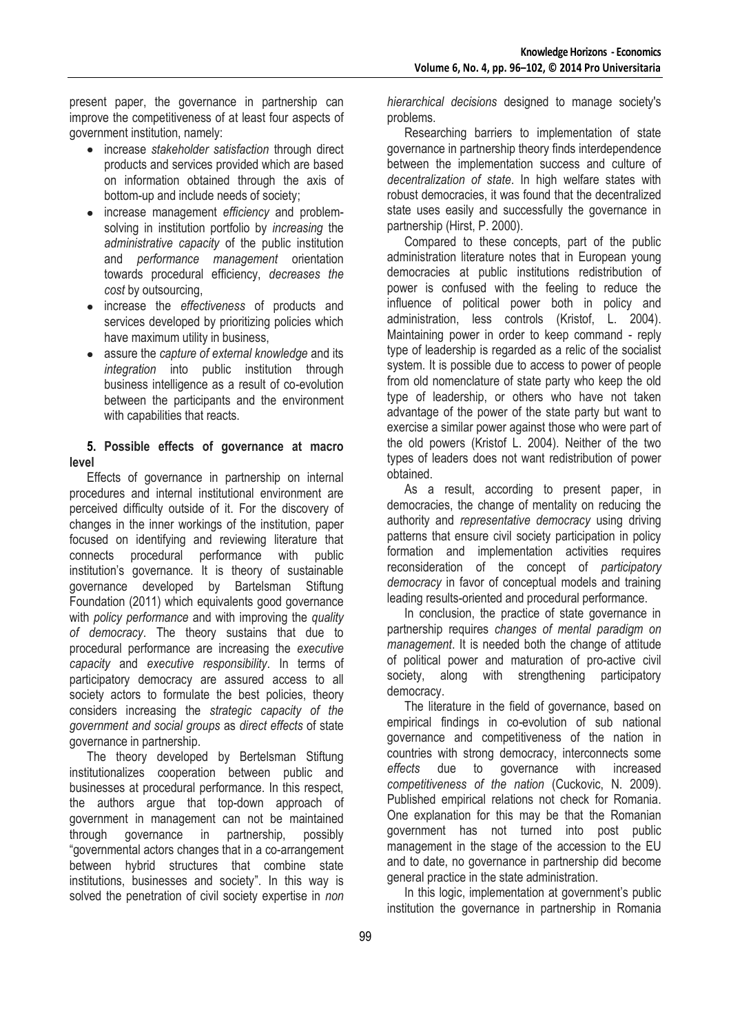present paper, the governance in partnership can improve the competitiveness of at least four aspects of government institution, namely:

- increase *stakeholder satisfaction* through direct products and services provided which are based on information obtained through the axis of bottom-up and include needs of society;
- increase management *efficiency* and problem-solving in institution portfolio by *increasing* the *administrative capacity* of the public institution and *performance management* orientation towards procedural efficiency, *decreases the cost* by outsourcing,
- increase the *effectiveness* of products and services developed by prioritizing policies which have maximum utility in business,
- assure the *capture of external knowledge* and its *integration* into public institution through business intelligence as a result of co-evolution between the participants and the environment with capabilities that reacts.

## 5. Possible effects of governance at macro level

Effects of governance in partnership on internal procedures and internal institutional environment are perceived difficulty outside of it. For the discovery of changes in the inner workings of the institution, paper focused on identifying and reviewing literature that connects procedural performance with public institution's governance. It is theory of sustainable governance developed by Bartelsman Stiftung Foundation (2011) which equivalents good governance with *policy performance* and with improving the *quality of democracy*. The theory sustains that due to procedural performance are increasing the *executive capacity* and *executive responsibility*. In terms of participatory democracy are assured access to all society actors to formulate the best policies, theory considers increasing the *strategic capacity of the government and social groups* as *direct effects* of state governance in partnership.

The theory developed by Bertelsman Stiftung institutionalizes cooperation between public and businesses at procedural performance. In this respect, the authors argue that top-down approach of government in management can not be maintained through governance in partnership, possibly "governmental actors changes that in a co-arrangement between hybrid structures that combine state institutions, businesses and society". In this way is solved the penetration of civil society expertise in *non hierarchical decisions* designed to manage society's problems.

Researching barriers to implementation of state governance in partnership theory finds interdependence between the implementation success and culture of *decentralization of state*. In high welfare states with robust democracies, it was found that the decentralized state uses easily and successfully the governance in partnership (Hirst, P. 2000).

Compared to these concepts, part of the public administration literature notes that in European young democracies at public institutions redistribution of power is confused with the feeling to reduce the influence of political power both in policy and administration, less controls (Kristof, L. 2004). Maintaining power in order to keep command - reply type of leadership is regarded as a relic of the socialist system. It is possible due to access to power of people from old nomenclature of state party who keep the old type of leadership, or others who have not taken advantage of the power of the state party but want to exercise a similar power against those who were part of the old powers (Kristof L. 2004). Neither of the two types of leaders does not want redistribution of power obtained.

As a result, according to present paper, in democracies, the change of mentality on reducing the authority and *representative democracy* using driving patterns that ensure civil society participation in policy formation and implementation activities requires reconsideration of the concept of *participatory democracy* in favor of conceptual models and training leading results-oriented and procedural performance.

In conclusion, the practice of state governance in partnership requires *changes of mental paradigm on management*. It is needed both the change of attitude of political power and maturation of pro-active civil society, along with strengthening participatory democracy.

The literature in the field of governance, based on empirical findings in co-evolution of sub national governance and competitiveness of the nation in countries with strong democracy, interconnects some *effects* due to governance with increased *competitiveness of the nation* (Cuckovic, N. 2009). Published empirical relations not check for Romania. One explanation for this may be that the Romanian government has not turned into post public management in the stage of the accession to the EU and to date, no governance in partnership did become general practice in the state administration.

In this logic, implementation at government's public institution the governance in partnership in Romania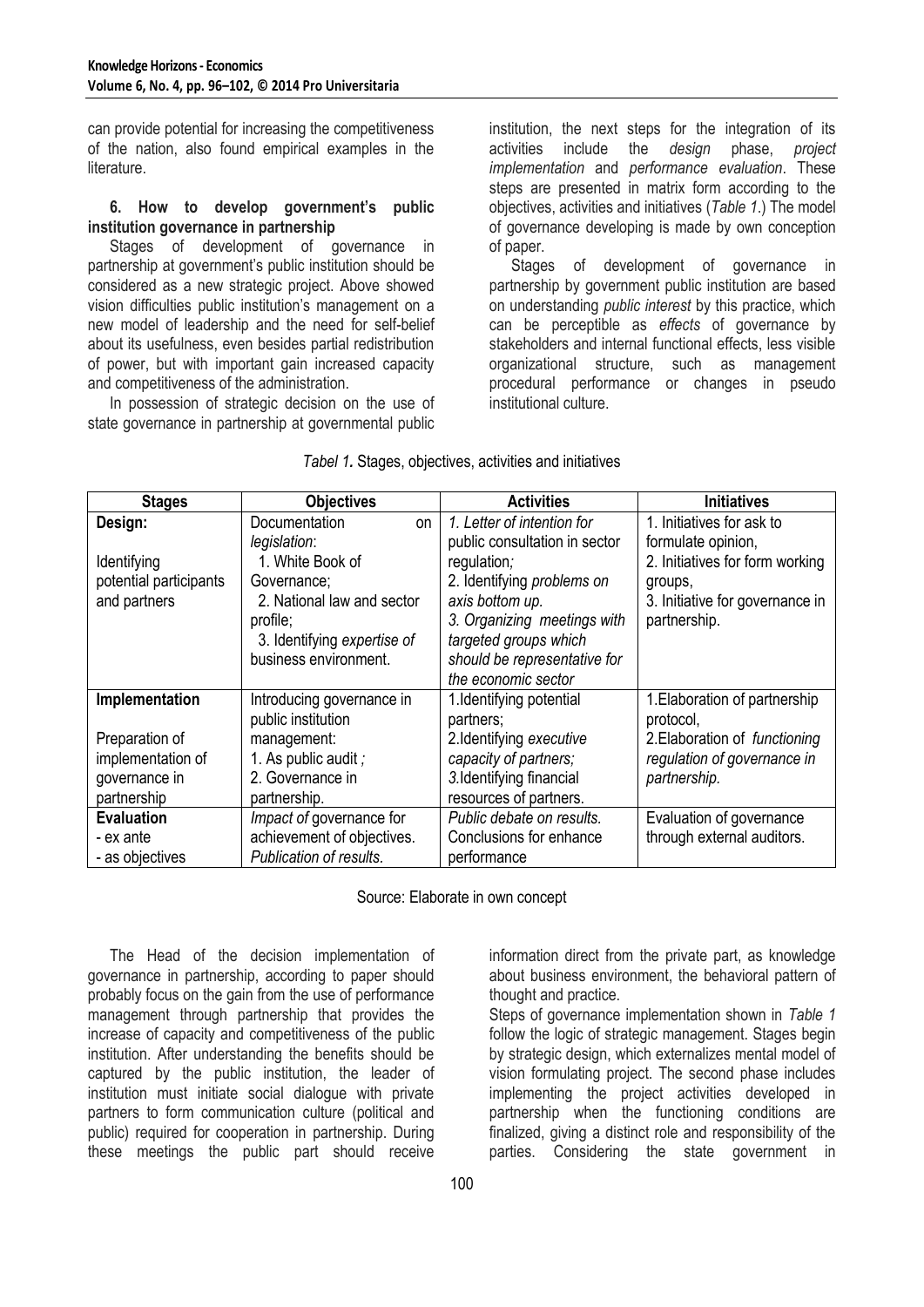can provide potential for increasing the competitiveness of the nation, also found empirical examples in the literature.

### 6. How to develop government's public institution governance in partnership

Stages of development of governance in partnership at government's public institution should be considered as a new strategic project. Above showed vision difficulties public institution's management on a new model of leadership and the need for self-belief about its usefulness, even besides partial redistribution of power, but with important gain increased capacity and competitiveness of the administration.

In possession of strategic decision on the use of state governance in partnership at governmental public institution, the next steps for the integration of its activities include the *design* phase, *project implementation* and *performance evaluation*. These steps are presented in matrix form according to the objectives, activities and initiatives (*Table 1*.) The model of governance developing is made by own conception of paper.

Stages of development of governance in partnership by government public institution are based on understanding *public interest* by this practice, which can be perceptible as *effects* of governance by stakeholders and internal functional effects, less visible organizational structure, such as management procedural performance or changes in pseudo institutional culture.

*Tabel 1.* Stages, objectives, activities and initiatives

| Stages | Objectives | Activities | Initiatives |
|---|---|---|---|
| **Design:**<br><br>Identifying potential participants and partners | Documentation on *legislation*:<br>1. White Book of Governance;<br>2. National law and sector profile;<br>3. Identifying *expertise of* business environment. | *1. Letter of intention for* public consultation in sector regulation*;*<br>2. Identifying *problems on axis bottom up.*<br>*3. Organizing meetings with targeted groups which should be representative for the economic sector* | 1. Initiatives for ask to formulate opinion,<br>2. Initiatives for form working groups,<br>3. Initiative for governance in partnership. |
| **Implementation**<br><br>Preparation of implementation of governance in partnership | Introducing governance in public institution management:<br>1. As public audit *;*<br>2. Governance in partnership. | 1.Identifying potential partners;<br>2.Identifying *executive capacity of partners;*<br>*3.*Identifying financial resources of partners. | 1.Elaboration of partnership protocol,<br>2.Elaboration of *functioning regulation of governance in partnership.* |
| **Evaluation**<br>- ex ante<br>- as objectives | *Impact of* governance for achievement of objectives.<br>*Publication of results.* | *Public debate on results.*<br>Conclusions for enhance performance | Evaluation of governance through external auditors. |

Source: Elaborate in own concept

The Head of the decision implementation of governance in partnership, according to paper should probably focus on the gain from the use of performance management through partnership that provides the increase of capacity and competitiveness of the public institution. After understanding the benefits should be captured by the public institution, the leader of institution must initiate social dialogue with private partners to form communication culture (political and public) required for cooperation in partnership. During these meetings the public part should receive information direct from the private part, as knowledge about business environment, the behavioral pattern of thought and practice.

Steps of governance implementation shown in *Table 1* follow the logic of strategic management. Stages begin by strategic design, which externalizes mental model of vision formulating project. The second phase includes implementing the project activities developed in partnership when the functioning conditions are finalized, giving a distinct role and responsibility of the parties. Considering the state government in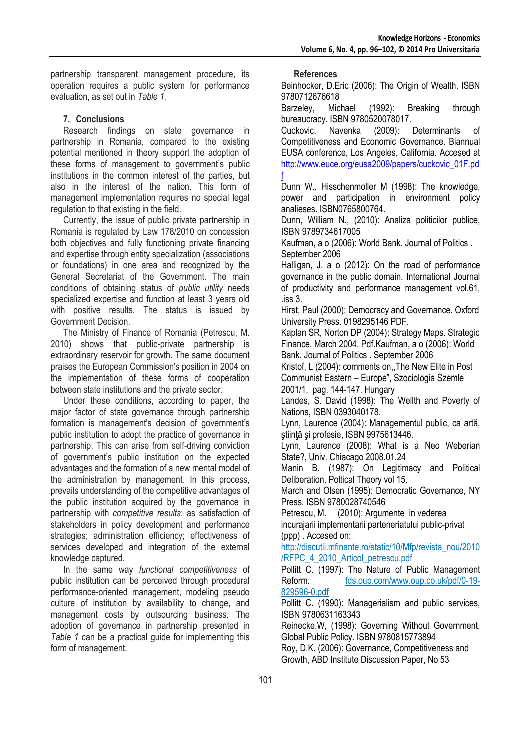partnership transparent management procedure, its operation requires a public system for performance evaluation, as set out in *Table 1*.

## 7. Conclusions

Research findings on state governance in partnership in Romania, compared to the existing potential mentioned in theory support the adoption of these forms of management to government's public institutions in the common interest of the parties, but also in the interest of the nation. This form of management implementation requires no special legal regulation to that existing in the field.

Currently, the issue of public private partnership in Romania is regulated by Law 178/2010 on concession both objectives and fully functioning private financing and expertise through entity specialization (associations or foundations) in one area and recognized by the General Secretariat of the Government. The main conditions of obtaining status of *public utility* needs specialized expertise and function at least 3 years old with positive results. The status is issued by Government Decision.

The Ministry of Finance of Romania (Petrescu, M. 2010) shows that public-private partnership is extraordinary reservoir for growth. The same document praises the European Commission's position in 2004 on the implementation of these forms of cooperation between state institutions and the private sector.

Under these conditions, according to paper, the major factor of state governance through partnership formation is management's decision of government's public institution to adopt the practice of governance in partnership. This can arise from self-driving conviction of government's public institution on the expected advantages and the formation of a new mental model of the administration by management. In this process, prevails understanding of the competitive advantages of the public institution acquired by the governance in partnership with *competitive results*: as satisfaction of stakeholders in policy development and performance strategies; administration efficiency; effectiveness of services developed and integration of the external knowledge captured.

In the same way *functional competitiveness* of public institution can be perceived through procedural performance-oriented management, modeling pseudo culture of institution by availability to change, and management costs by outsourcing business. The adoption of governance in partnership presented in *Table 1* can be a practical guide for implementing this form of management.

## References

Beinhocker, D.Eric (2006): The Origin of Wealth, ISBN 9780712676618

Barzeley, Michael (1992): Breaking through bureaucracy. ISBN 9780520078017.

Cuckovic, Navenka (2009): Determinants of Competitiveness and Economic Governance. Biannual EUSA conference, Los Angeles, California. Accesed at http://www.euce.org/eusa2009/papers/cuckovic_01F.pdf

Dunn W., Hisschenmoller M (1998): The knowledge, power and participation in environment policy analieses. ISBN0765800764.

Dunn, William N., (2010): Analiza politicilor publice, ISBN 9789734617005

Kaufman, a o (2006): World Bank. Journal of Politics . September 2006

Halligan, J. a o (2012): On the road of performance governance in the public domain. International Journal of productivity and performance management vol.61, .iss 3.

Hirst, Paul (2000): Democracy and Governance. Oxford University Press. 0198295146 PDF.

Kaplan SR, Norton DP (2004): Strategy Maps. Strategic Finance. March 2004. Pdf.Kaufman, a o (2006): World Bank. Journal of Politics . September 2006

Kristof, L (2004): comments on,,The New Elite in Post Communist Eastern – Europe", Szociologia Szemle 2001/1, pag. 144-147. Hungary

Landes, S. David (1998): The Wellth and Poverty of Nations, ISBN 0393040178.

Lynn, Laurence (2004): Managementul public, ca artă, ştiinţă şi profesie, ISBN 9975613446.

Lynn, Laurence (2008): What is a Neo Weberian State?, Univ. Chiacago 2008.01.24

Manin B. (1987): On Legitimacy and Political Deliberation. Poltical Theory vol 15.

March and Olsen (1995): Democratic Governance, NY Press. ISBN 9780028740546

Petrescu, M. (2010): Argumente in vederea incurajarii implementarii parteneriatului public-privat (ppp) . Accesed on: http://discutii.mfinante.ro/static/10/Mfp/revista_nou/2010/RFPC_4_2010_Articol_petrescu.pdf

Pollitt C. (1997): The Nature of Public Management Reform. fds.oup.com/www.oup.co.uk/pdf/0-19-829596-0.pdf

Pollitt C. (1990): Managerialism and public services, ISBN 9780631163343

Reinecke.W, (1998): Governing Without Government. Global Public Policy. ISBN 9780815773894

Roy, D.K. (2006): Governance, Competitiveness and Growth, ABD Institute Discussion Paper, No 53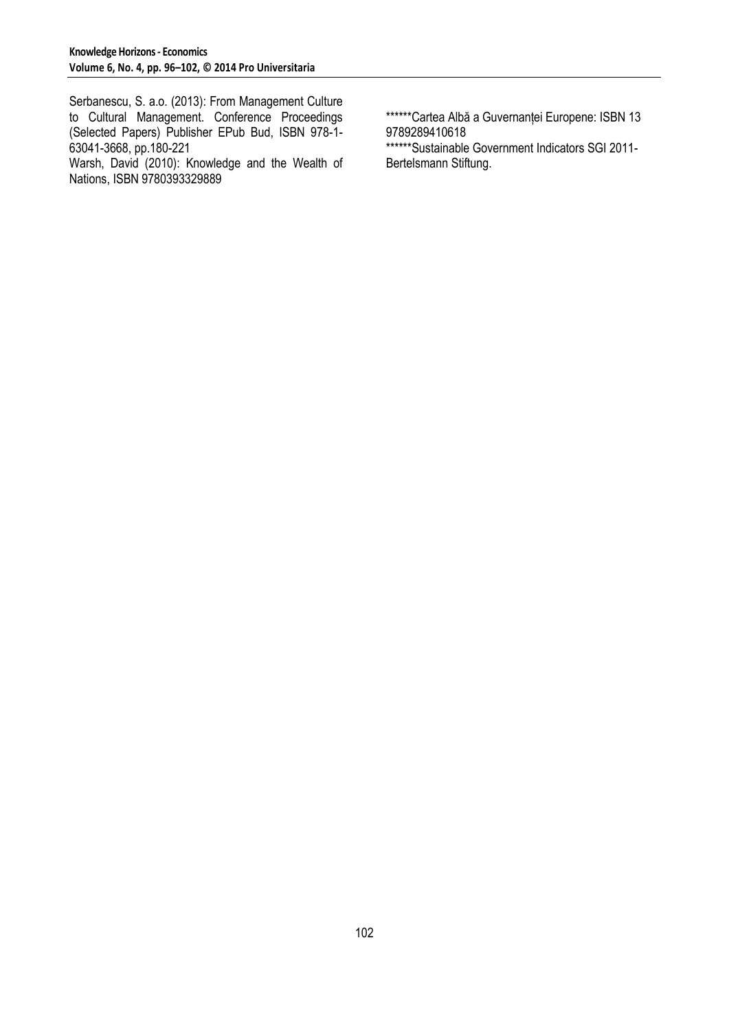Serbanescu, S. a.o. (2013): From Management Culture to Cultural Management. Conference Proceedings (Selected Papers) Publisher EPub Bud, ISBN 978-1-63041-3668, pp.180-221

Warsh, David (2010): Knowledge and the Wealth of Nations, ISBN 9780393329889

******Cartea Albă a Guvernanței Europene: ISBN 13 9789289410618

******Sustainable Government Indicators SGI 2011-Bertelsmann Stiftung.